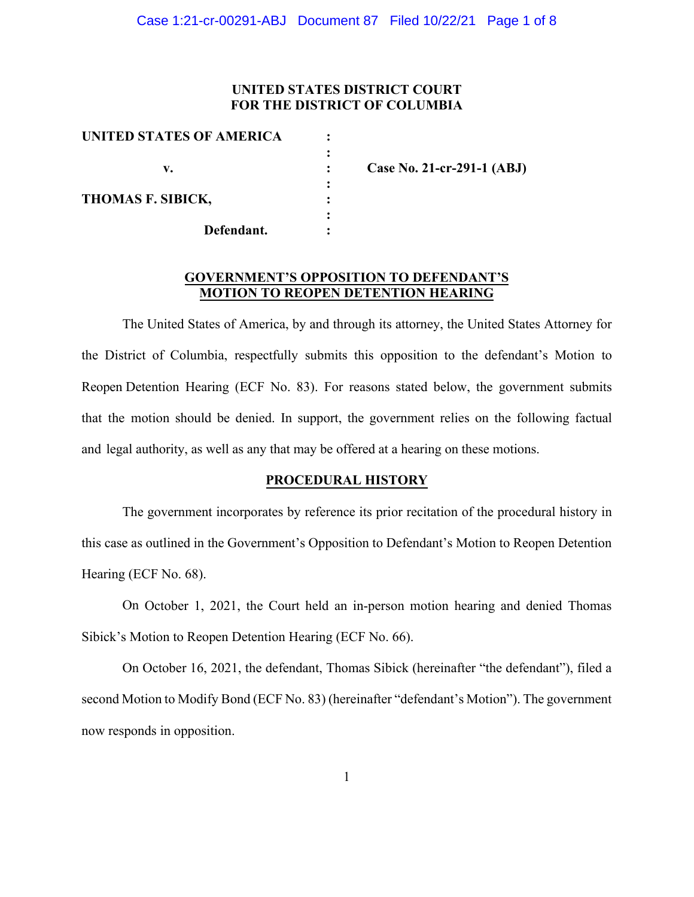**UNITED STATES DISTRICT COURT**
**FOR THE DISTRICT OF COLUMBIA**

| | | |
|---|---|---|
| **UNITED STATES OF AMERICA** | : | |
| | : | |
| **v.** | : | **Case No. 21-cr-291-1 (ABJ)** |
| | : | |
| **THOMAS F. SIBICK,** | : | |
| | : | |
| **Defendant.** | : | |

## GOVERNMENT'S OPPOSITION TO DEFENDANT'S MOTION TO REOPEN DETENTION HEARING

The United States of America, by and through its attorney, the United States Attorney for the District of Columbia, respectfully submits this opposition to the defendant's Motion to Reopen Detention Hearing (ECF No. 83). For reasons stated below, the government submits that the motion should be denied. In support, the government relies on the following factual and legal authority, as well as any that may be offered at a hearing on these motions.

## PROCEDURAL HISTORY

The government incorporates by reference its prior recitation of the procedural history in this case as outlined in the Government's Opposition to Defendant's Motion to Reopen Detention Hearing (ECF No. 68).

On October 1, 2021, the Court held an in-person motion hearing and denied Thomas Sibick's Motion to Reopen Detention Hearing (ECF No. 66).

On October 16, 2021, the defendant, Thomas Sibick (hereinafter "the defendant"), filed a second Motion to Modify Bond (ECF No. 83) (hereinafter "defendant's Motion"). The government now responds in opposition.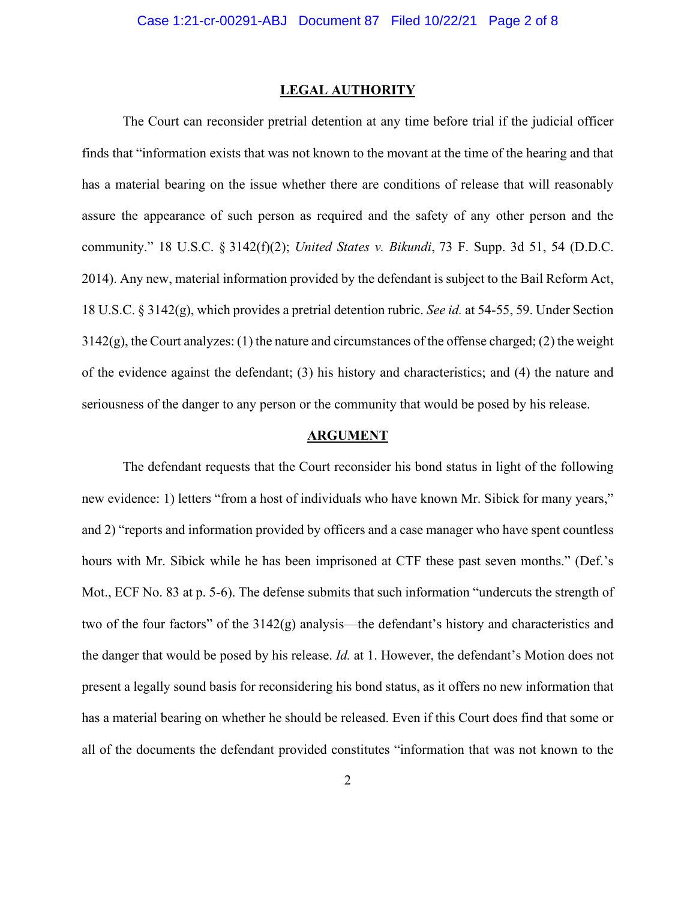## LEGAL AUTHORITY

The Court can reconsider pretrial detention at any time before trial if the judicial officer finds that "information exists that was not known to the movant at the time of the hearing and that has a material bearing on the issue whether there are conditions of release that will reasonably assure the appearance of such person as required and the safety of any other person and the community." 18 U.S.C. § 3142(f)(2); *United States v. Bikundi*, 73 F. Supp. 3d 51, 54 (D.D.C. 2014). Any new, material information provided by the defendant is subject to the Bail Reform Act, 18 U.S.C. § 3142(g), which provides a pretrial detention rubric. *See id.* at 54-55, 59. Under Section 3142(g), the Court analyzes: (1) the nature and circumstances of the offense charged; (2) the weight of the evidence against the defendant; (3) his history and characteristics; and (4) the nature and seriousness of the danger to any person or the community that would be posed by his release.

## ARGUMENT

The defendant requests that the Court reconsider his bond status in light of the following new evidence: 1) letters "from a host of individuals who have known Mr. Sibick for many years," and 2) "reports and information provided by officers and a case manager who have spent countless hours with Mr. Sibick while he has been imprisoned at CTF these past seven months." (Def.'s Mot., ECF No. 83 at p. 5-6). The defense submits that such information "undercuts the strength of two of the four factors" of the 3142(g) analysis—the defendant's history and characteristics and the danger that would be posed by his release. *Id.* at 1. However, the defendant's Motion does not present a legally sound basis for reconsidering his bond status, as it offers no new information that has a material bearing on whether he should be released. Even if this Court does find that some or all of the documents the defendant provided constitutes "information that was not known to the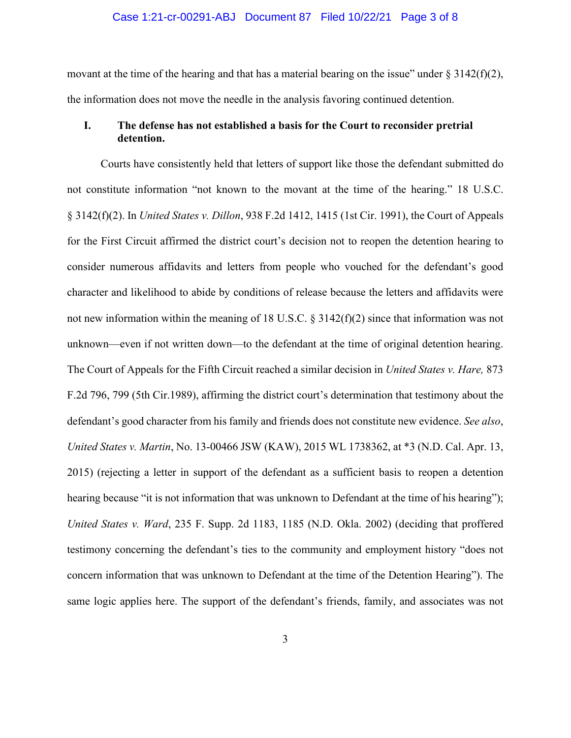movant at the time of the hearing and that has a material bearing on the issue" under § 3142(f)(2), the information does not move the needle in the analysis favoring continued detention.

## I. The defense has not established a basis for the Court to reconsider pretrial detention.

Courts have consistently held that letters of support like those the defendant submitted do not constitute information "not known to the movant at the time of the hearing." 18 U.S.C. § 3142(f)(2). In *United States v. Dillon*, 938 F.2d 1412, 1415 (1st Cir. 1991), the Court of Appeals for the First Circuit affirmed the district court's decision not to reopen the detention hearing to consider numerous affidavits and letters from people who vouched for the defendant's good character and likelihood to abide by conditions of release because the letters and affidavits were not new information within the meaning of 18 U.S.C. § 3142(f)(2) since that information was not unknown—even if not written down—to the defendant at the time of original detention hearing. The Court of Appeals for the Fifth Circuit reached a similar decision in *United States v. Hare,* 873 F.2d 796, 799 (5th Cir.1989), affirming the district court's determination that testimony about the defendant's good character from his family and friends does not constitute new evidence. *See also*, *United States v. Martin*, No. 13-00466 JSW (KAW), 2015 WL 1738362, at *3 (N.D. Cal. Apr. 13, 2015) (rejecting a letter in support of the defendant as a sufficient basis to reopen a detention hearing because "it is not information that was unknown to Defendant at the time of his hearing"); *United States v. Ward*, 235 F. Supp. 2d 1183, 1185 (N.D. Okla. 2002) (deciding that proffered testimony concerning the defendant's ties to the community and employment history "does not concern information that was unknown to Defendant at the time of the Detention Hearing"). The same logic applies here. The support of the defendant's friends, family, and associates was not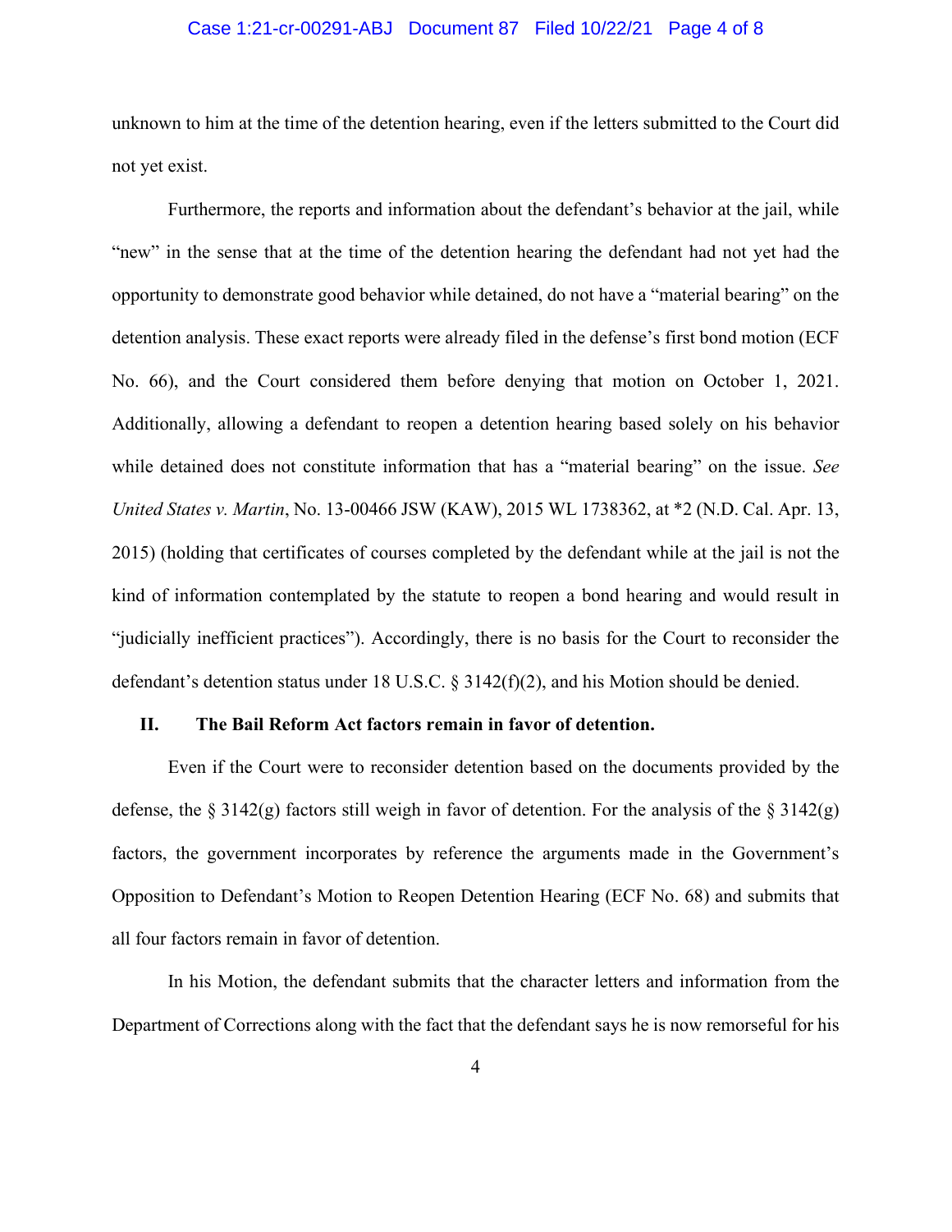unknown to him at the time of the detention hearing, even if the letters submitted to the Court did not yet exist.

Furthermore, the reports and information about the defendant's behavior at the jail, while "new" in the sense that at the time of the detention hearing the defendant had not yet had the opportunity to demonstrate good behavior while detained, do not have a "material bearing" on the detention analysis. These exact reports were already filed in the defense's first bond motion (ECF No. 66), and the Court considered them before denying that motion on October 1, 2021. Additionally, allowing a defendant to reopen a detention hearing based solely on his behavior while detained does not constitute information that has a "material bearing" on the issue. *See United States v. Martin*, No. 13-00466 JSW (KAW), 2015 WL 1738362, at *2 (N.D. Cal. Apr. 13, 2015) (holding that certificates of courses completed by the defendant while at the jail is not the kind of information contemplated by the statute to reopen a bond hearing and would result in "judicially inefficient practices"). Accordingly, there is no basis for the Court to reconsider the defendant's detention status under 18 U.S.C. § 3142(f)(2), and his Motion should be denied.

## II. The Bail Reform Act factors remain in favor of detention.

Even if the Court were to reconsider detention based on the documents provided by the defense, the § 3142(g) factors still weigh in favor of detention. For the analysis of the § 3142(g) factors, the government incorporates by reference the arguments made in the Government's Opposition to Defendant's Motion to Reopen Detention Hearing (ECF No. 68) and submits that all four factors remain in favor of detention.

In his Motion, the defendant submits that the character letters and information from the Department of Corrections along with the fact that the defendant says he is now remorseful for his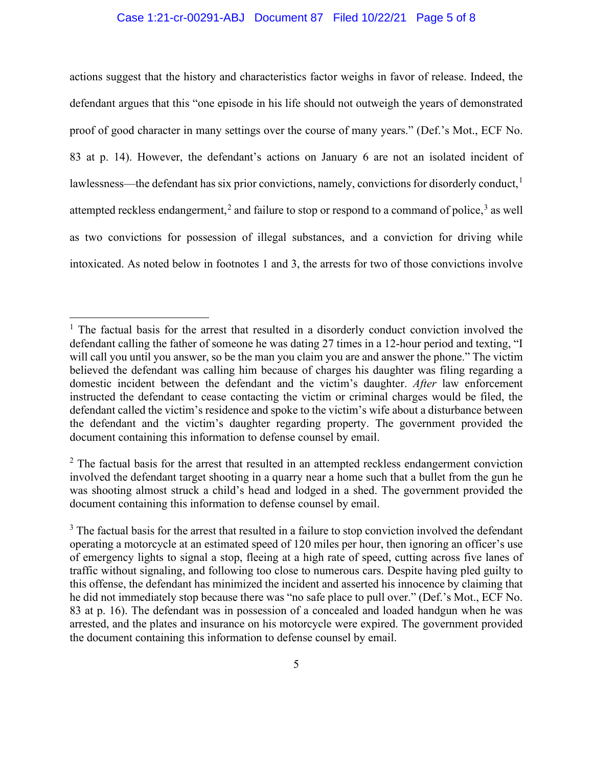actions suggest that the history and characteristics factor weighs in favor of release. Indeed, the defendant argues that this "one episode in his life should not outweigh the years of demonstrated proof of good character in many settings over the course of many years." (Def.'s Mot., ECF No. 83 at p. 14). However, the defendant's actions on January 6 are not an isolated incident of lawlessness—the defendant has six prior convictions, namely, convictions for disorderly conduct,[1] attempted reckless endangerment,[2] and failure to stop or respond to a command of police,[3] as well as two convictions for possession of illegal substances, and a conviction for driving while intoxicated. As noted below in footnotes 1 and 3, the arrests for two of those convictions involve

---

[1] The factual basis for the arrest that resulted in a disorderly conduct conviction involved the defendant calling the father of someone he was dating 27 times in a 12-hour period and texting, "I will call you until you answer, so be the man you claim you are and answer the phone." The victim believed the defendant was calling him because of charges his daughter was filing regarding a domestic incident between the defendant and the victim's daughter. *After* law enforcement instructed the defendant to cease contacting the victim or criminal charges would be filed, the defendant called the victim's residence and spoke to the victim's wife about a disturbance between the defendant and the victim's daughter regarding property. The government provided the document containing this information to defense counsel by email.

[2] The factual basis for the arrest that resulted in an attempted reckless endangerment conviction involved the defendant target shooting in a quarry near a home such that a bullet from the gun he was shooting almost struck a child's head and lodged in a shed. The government provided the document containing this information to defense counsel by email.

[3] The factual basis for the arrest that resulted in a failure to stop conviction involved the defendant operating a motorcycle at an estimated speed of 120 miles per hour, then ignoring an officer's use of emergency lights to signal a stop, fleeing at a high rate of speed, cutting across five lanes of traffic without signaling, and following too close to numerous cars. Despite having pled guilty to this offense, the defendant has minimized the incident and asserted his innocence by claiming that he did not immediately stop because there was "no safe place to pull over." (Def.'s Mot., ECF No. 83 at p. 16). The defendant was in possession of a concealed and loaded handgun when he was arrested, and the plates and insurance on his motorcycle were expired. The government provided the document containing this information to defense counsel by email.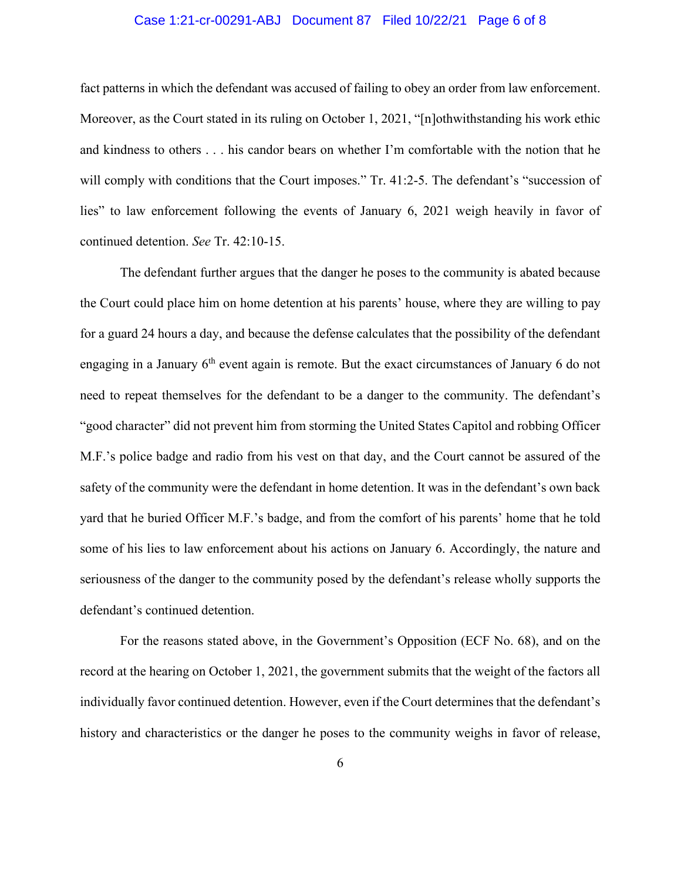fact patterns in which the defendant was accused of failing to obey an order from law enforcement. Moreover, as the Court stated in its ruling on October 1, 2021, "[n]othwithstanding his work ethic and kindness to others . . . his candor bears on whether I'm comfortable with the notion that he will comply with conditions that the Court imposes." Tr. 41:2-5. The defendant's "succession of lies" to law enforcement following the events of January 6, 2021 weigh heavily in favor of continued detention. *See* Tr. 42:10-15.

The defendant further argues that the danger he poses to the community is abated because the Court could place him on home detention at his parents' house, where they are willing to pay for a guard 24 hours a day, and because the defense calculates that the possibility of the defendant engaging in a January 6th event again is remote. But the exact circumstances of January 6 do not need to repeat themselves for the defendant to be a danger to the community. The defendant's "good character" did not prevent him from storming the United States Capitol and robbing Officer M.F.'s police badge and radio from his vest on that day, and the Court cannot be assured of the safety of the community were the defendant in home detention. It was in the defendant's own back yard that he buried Officer M.F.'s badge, and from the comfort of his parents' home that he told some of his lies to law enforcement about his actions on January 6. Accordingly, the nature and seriousness of the danger to the community posed by the defendant's release wholly supports the defendant's continued detention.

For the reasons stated above, in the Government's Opposition (ECF No. 68), and on the record at the hearing on October 1, 2021, the government submits that the weight of the factors all individually favor continued detention. However, even if the Court determines that the defendant's history and characteristics or the danger he poses to the community weighs in favor of release,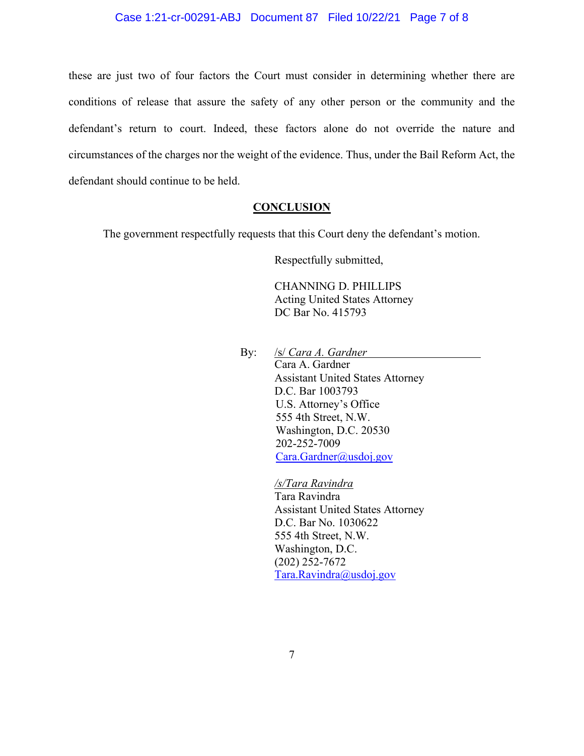these are just two of four factors the Court must consider in determining whether there are conditions of release that assure the safety of any other person or the community and the defendant's return to court. Indeed, these factors alone do not override the nature and circumstances of the charges nor the weight of the evidence. Thus, under the Bail Reform Act, the defendant should continue to be held.

## CONCLUSION

The government respectfully requests that this Court deny the defendant's motion.

Respectfully submitted,

CHANNING D. PHILLIPS
Acting United States Attorney
DC Bar No. 415793

By: /s/ *Cara A. Gardner*
Cara A. Gardner
Assistant United States Attorney
D.C. Bar 1003793
U.S. Attorney's Office
555 4th Street, N.W.
Washington, D.C. 20530
202-252-7009
Cara.Gardner@usdoj.gov

*/s/Tara Ravindra*
Tara Ravindra
Assistant United States Attorney
D.C. Bar No. 1030622
555 4th Street, N.W.
Washington, D.C.
(202) 252-7672
Tara.Ravindra@usdoj.gov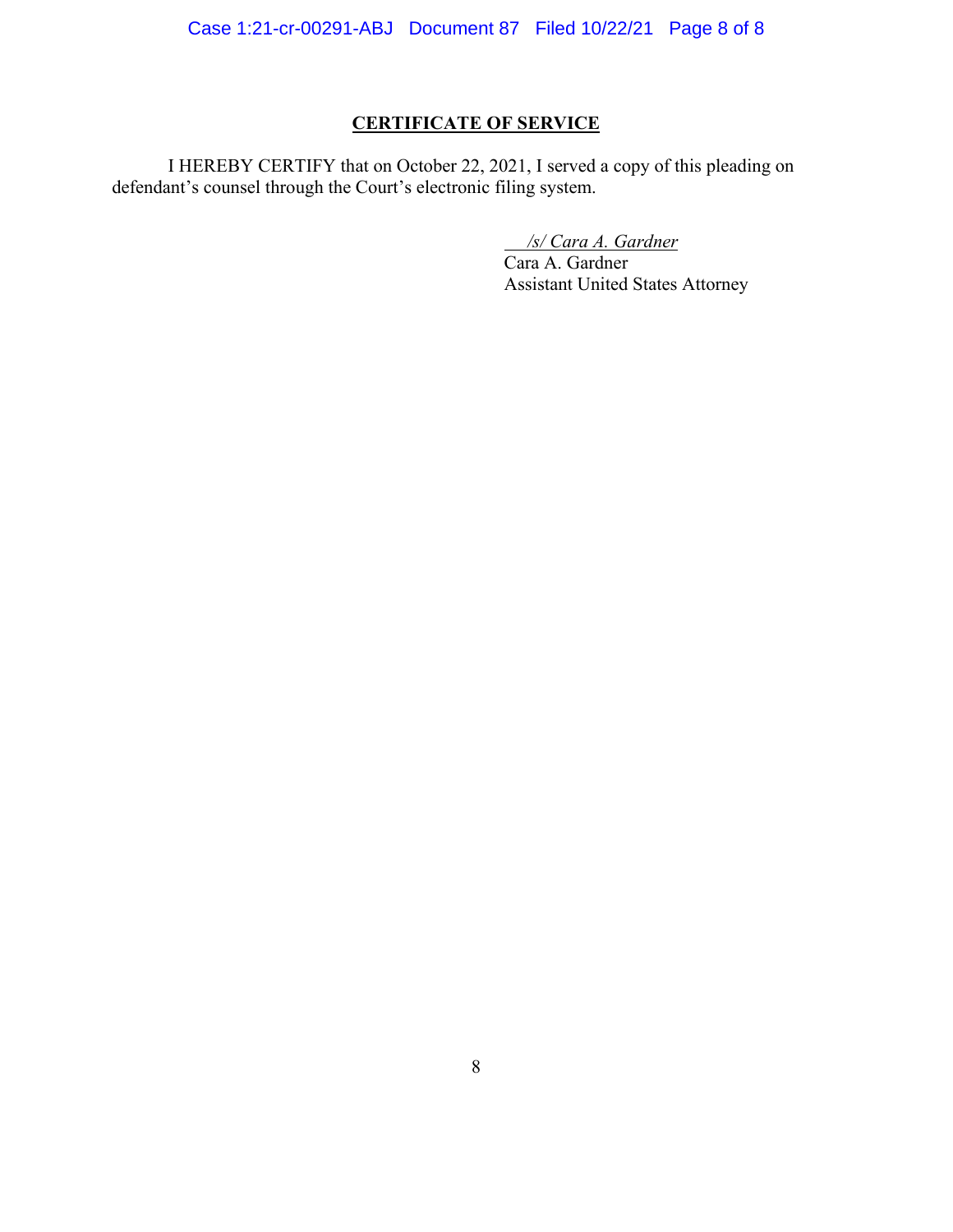## CERTIFICATE OF SERVICE

I HEREBY CERTIFY that on October 22, 2021, I served a copy of this pleading on defendant's counsel through the Court's electronic filing system.

*/s/ Cara A. Gardner*
Cara A. Gardner
Assistant United States Attorney